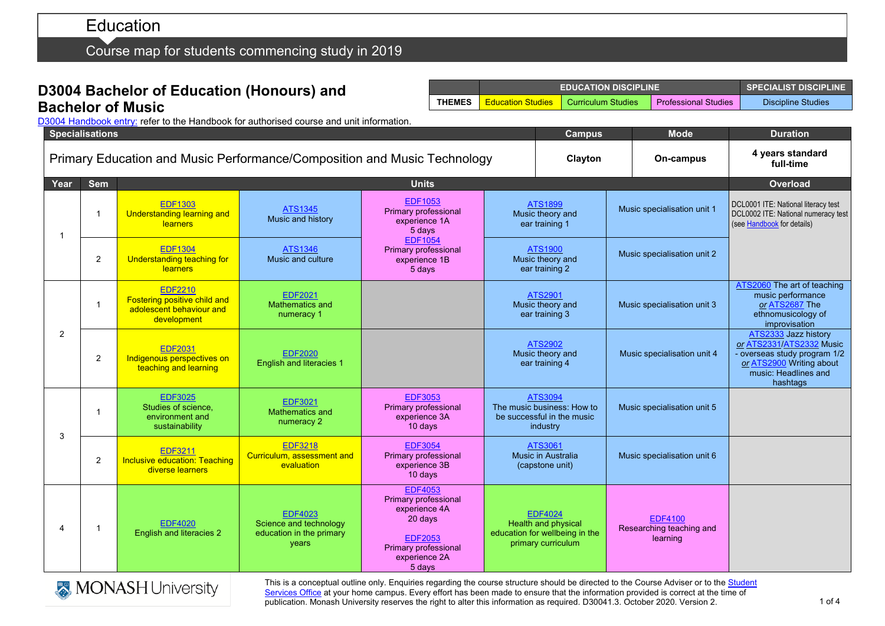# Education

## Course map for students commencing study in 2019

## D3004 Bachelor of Education (Honours) and Bachelor of Music

| | EDUCATION DISCIPLINE | | | SPECIALIST DISCIPLINE |
|---|---|---|---|---|
| **THEMES** | Education Studies | Curriculum Studies | Professional Studies | Discipline Studies |

D3004 Handbook entry: refer to the Handbook for authorised course and unit information.

| Specialisations | Campus | Mode | Duration |
|---|---|---|---|
| Primary Education and Music Performance/Composition and Music Technology | **Clayton** | **On-campus** | **4 years standard full-time** |

| Year | Sem | Units | | | | | Overload |
|---|---|---|---|---|---|---|---|
| 1 | 1 | EDF1303 Understanding learning and learners | ATS1345 Music and history | EDF1053 Primary professional experience 1A 5 days | ATS1899 Music theory and ear training 1 | Music specialisation unit 1 | DCL0001 ITE: National literacy test DCL0002 ITE: National numeracy test (see Handbook for details) |
| | 2 | EDF1304 Understanding teaching for learners | ATS1346 Music and culture | EDF1054 Primary professional experience 1B 5 days | ATS1900 Music theory and ear training 2 | Music specialisation unit 2 | |
| 2 | 1 | EDF2210 Fostering positive child and adolescent behaviour and development | EDF2021 Mathematics and numeracy 1 | | ATS2901 Music theory and ear training 3 | Music specialisation unit 3 | ATS2060 The art of teaching music performance *or* ATS2687 The ethnomusicology of improvisation |
| | 2 | EDF2031 Indigenous perspectives on teaching and learning | EDF2020 English and literacies 1 | | ATS2902 Music theory and ear training 4 | Music specialisation unit 4 | ATS2333 Jazz history *or* ATS2331/ATS2332 Music - overseas study program 1/2 *or* ATS2900 Writing about music: Headlines and hashtags |
| 3 | 1 | EDF3025 Studies of science, environment and sustainability | EDF3021 Mathematics and numeracy 2 | EDF3053 Primary professional experience 3A 10 days | ATS3094 The music business: How to be successful in the music industry | Music specialisation unit 5 | |
| | 2 | EDF3211 Inclusive education: Teaching diverse learners | EDF3218 Curriculum, assessment and evaluation | EDF3054 Primary professional experience 3B 10 days | ATS3061 Music in Australia (capstone unit) | Music specialisation unit 6 | |
| 4 | 1 | EDF4020 English and literacies 2 | EDF4023 Science and technology education in the primary years | EDF4053 Primary professional experience 4A 20 days<br>EDF2053 Primary professional experience 2A 5 days | EDF4024 Health and physical education for wellbeing in the primary curriculum | EDF4100 Researching teaching and learning | |

MONASH University

This is a conceptual outline only. Enquiries regarding the course structure should be directed to the Course Adviser or to the Student Services Office at your home campus. Every effort has been made to ensure that the information provided is correct at the time of publication. Monash University reserves the right to alter this information as required. D30041.3. October 2020. Version 2.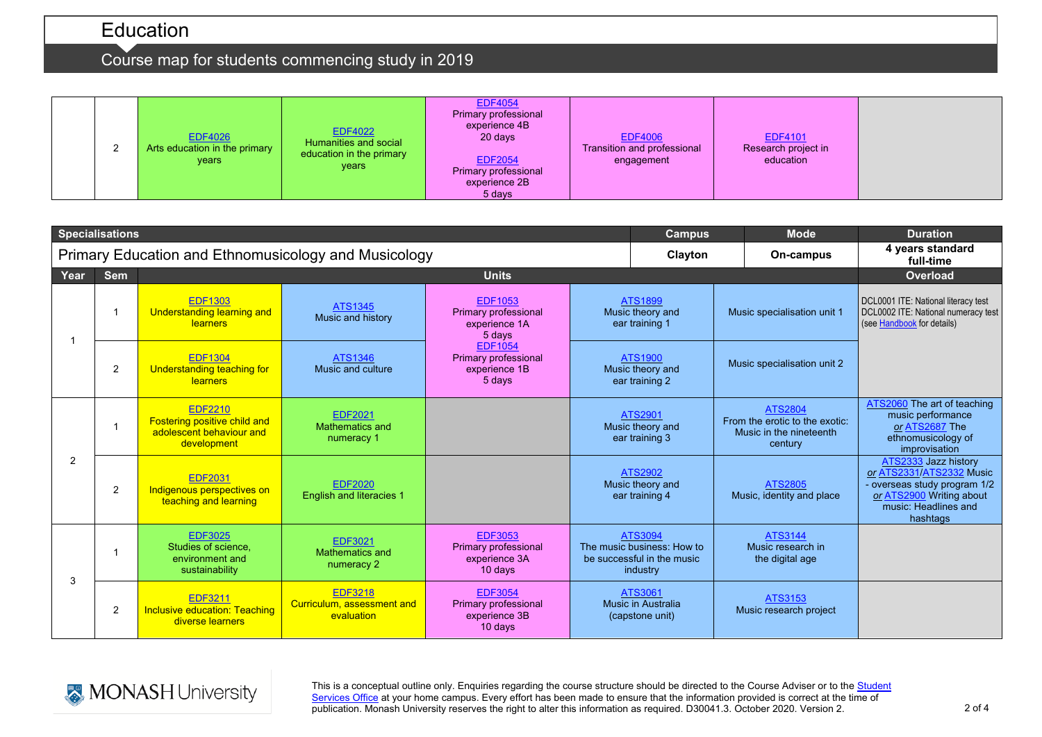# Education

## Course map for students commencing study in 2019

| | | | | | | | |
|---|---|---|---|---|---|---|---|
| | 2 | EDF4026 Arts education in the primary years | EDF4022 Humanities and social education in the primary years | EDF4054 Primary professional experience 4B 20 days<br><br>EDF2054 Primary professional experience 2B 5 days | EDF4006 Transition and professional engagement | EDF4101 Research project in education | |

| Specialisations | | | | | | Campus | Mode | Duration |
|---|---|---|---|---|---|---|---|---|
| Primary Education and Ethnomusicology and Musicology | | | | | | Clayton | On-campus | 4 years standard full-time |
| **Year** | **Sem** | **Units** | | | | | | **Overload** |
| 1 | 1 | EDF1303 Understanding learning and learners | ATS1345 Music and history | EDF1053 Primary professional experience 1A 5 days | ATS1899 Music theory and ear training 1 | | Music specialisation unit 1 | DCL0001 ITE: National literacy test<br>DCL0002 ITE: National numeracy test<br>(see Handbook for details) |
| | 2 | EDF1304 Understanding teaching for learners | ATS1346 Music and culture | EDF1054 Primary professional experience 1B 5 days | ATS1900 Music theory and ear training 2 | | Music specialisation unit 2 | |
| 2 | 1 | EDF2210 Fostering positive child and adolescent behaviour and development | EDF2021 Mathematics and numeracy 1 | | ATS2901 Music theory and ear training 3 | | ATS2804 From the erotic to the exotic: Music in the nineteenth century | ATS2060 The art of teaching music performance *or* ATS2687 The ethnomusicology of improvisation |
| | 2 | EDF2031 Indigenous perspectives on teaching and learning | EDF2020 English and literacies 1 | | ATS2902 Music theory and ear training 4 | | ATS2805 Music, identity and place | ATS2333 Jazz history *or* ATS2331/ATS2332 Music - overseas study program 1/2 *or* ATS2900 Writing about music: Headlines and hashtags |
| 3 | 1 | EDF3025 Studies of science, environment and sustainability | EDF3021 Mathematics and numeracy 2 | EDF3053 Primary professional experience 3A 10 days | ATS3094 The music business: How to be successful in the music industry | | ATS3144 Music research in the digital age | |
| | 2 | EDF3211 Inclusive education: Teaching diverse learners | EDF3218 Curriculum, assessment and evaluation | EDF3054 Primary professional experience 3B 10 days | ATS3061 Music in Australia (capstone unit) | | ATS3153 Music research project | |

MONASH University

This is a conceptual outline only. Enquiries regarding the course structure should be directed to the Course Adviser or to the Student Services Office at your home campus. Every effort has been made to ensure that the information provided is correct at the time of publication. Monash University reserves the right to alter this information as required. D30041.3. October 2020. Version 2.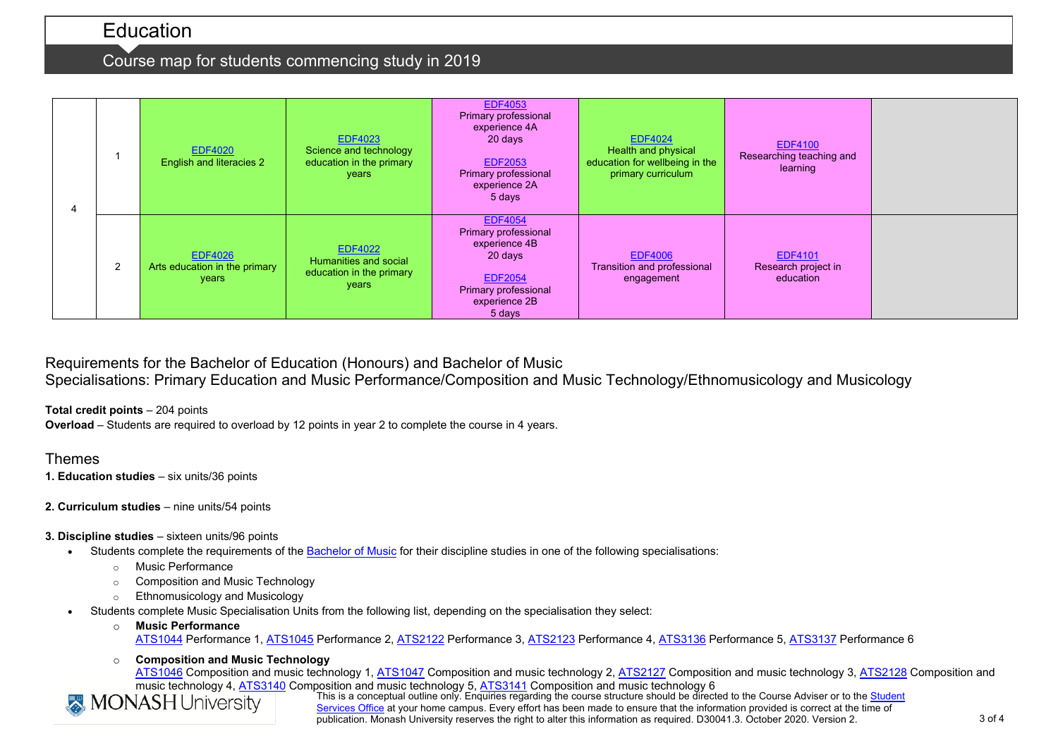# Education

## Course map for students commencing study in 2019

| | | | | | | | |
|---|---|---|---|---|---|---|---|
| 4 | 1 | EDF4020 English and literacies 2 | EDF4023 Science and technology education in the primary years | EDF4053 Primary professional experience 4A 20 days<br><br>EDF2053 Primary professional experience 2A 5 days | EDF4024 Health and physical education for wellbeing in the primary curriculum | EDF4100 Researching teaching and learning | |
| | 2 | EDF4026 Arts education in the primary years | EDF4022 Humanities and social education in the primary years | EDF4054 Primary professional experience 4B 20 days<br><br>EDF2054 Primary professional experience 2B 5 days | EDF4006 Transition and professional engagement | EDF4101 Research project in education | |

## Requirements for the Bachelor of Education (Honours) and Bachelor of Music
## Specialisations: Primary Education and Music Performance/Composition and Music Technology/Ethnomusicology and Musicology

**Total credit points** – 204 points
**Overload** – Students are required to overload by 12 points in year 2 to complete the course in 4 years.

## Themes

**1. Education studies** – six units/36 points

**2. Curriculum studies** – nine units/54 points

**3. Discipline studies** – sixteen units/96 points

- Students complete the requirements of the Bachelor of Music for their discipline studies in one of the following specialisations:
  - Music Performance
  - Composition and Music Technology
  - Ethnomusicology and Musicology
- Students complete Music Specialisation Units from the following list, depending on the specialisation they select:
  - **Music Performance**
    ATS1044 Performance 1, ATS1045 Performance 2, ATS2122 Performance 3, ATS2123 Performance 4, ATS3136 Performance 5, ATS3137 Performance 6
  - **Composition and Music Technology**
    ATS1046 Composition and music technology 1, ATS1047 Composition and music technology 2, ATS2127 Composition and music technology 3, ATS2128 Composition and music technology 4, ATS3140 Composition and music technology 5, ATS3141 Composition and music technology 6

This is a conceptual outline only. Enquiries regarding the course structure should be directed to the Course Adviser or to the Student Services Office at your home campus. Every effort has been made to ensure that the information provided is correct at the time of publication. Monash University reserves the right to alter this information as required. D30041.3. October 2020. Version 2.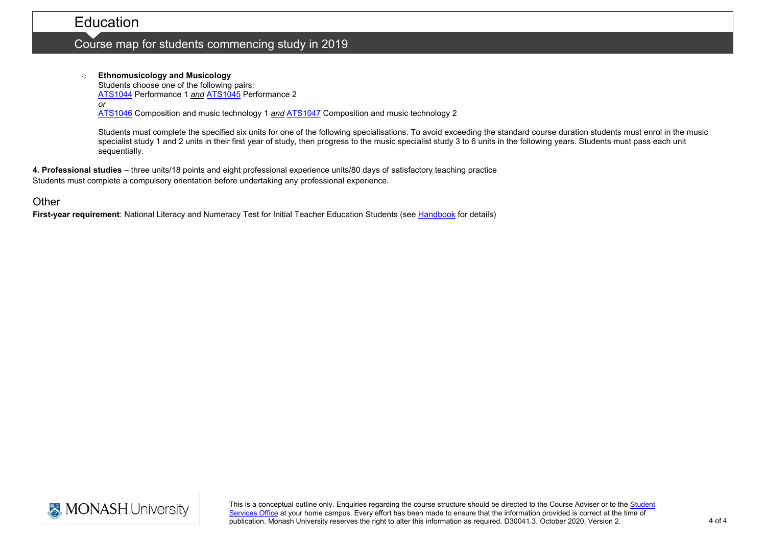- **Ethnomusicology and Musicology**
  Students choose one of the following pairs:
  ATS1044 Performance 1 ***and*** ATS1045 Performance 2
  *or*
  ATS1046 Composition and music technology 1 ***and*** ATS1047 Composition and music technology 2

  Students must complete the specified six units for one of the following specialisations. To avoid exceeding the standard course duration students must enrol in the music specialist study 1 and 2 units in their first year of study, then progress to the music specialist study 3 to 6 units in the following years. Students must pass each unit sequentially.

**4. Professional studies** – three units/18 points and eight professional experience units/80 days of satisfactory teaching practice
Students must complete a compulsory orientation before undertaking any professional experience.

## Other

**First-year requirement**: National Literacy and Numeracy Test for Initial Teacher Education Students (see Handbook for details)

This is a conceptual outline only. Enquiries regarding the course structure should be directed to the Course Adviser or to the Student Services Office at your home campus. Every effort has been made to ensure that the information provided is correct at the time of publication. Monash University reserves the right to alter this information as required. D30041.3. October 2020. Version 2.